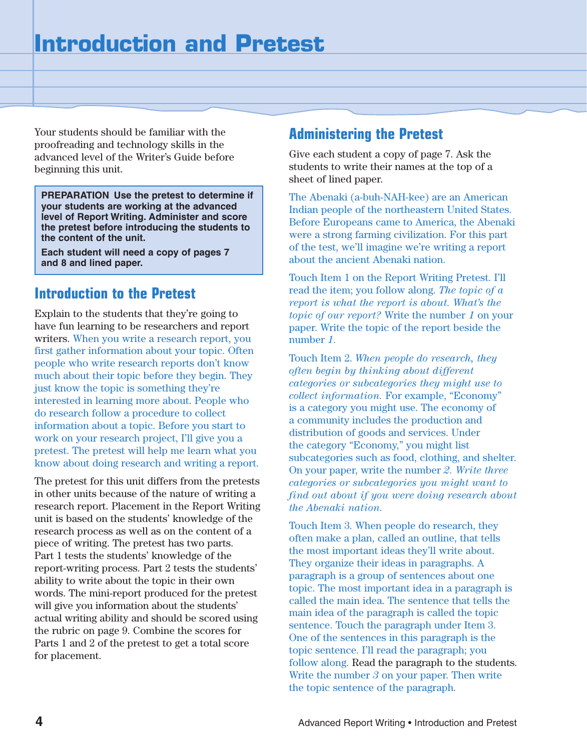# Introduction and Pretest

Your students should be familiar with the proofreading and technology skills in the advanced level of the Writer's Guide before beginning this unit.

> **PREPARATION Use the pretest to determine if your students are working at the advanced level of Report Writing. Administer and score the pretest before introducing the students to the content of the unit.**
>
> **Each student will need a copy of pages 7 and 8 and lined paper.**

## Introduction to the Pretest

Explain to the students that they're going to have fun learning to be researchers and report writers. When you write a research report, you first gather information about your topic. Often people who write research reports don't know much about their topic before they begin. They just know the topic is something they're interested in learning more about. People who do research follow a procedure to collect information about a topic. Before you start to work on your research project, I'll give you a pretest. The pretest will help me learn what you know about doing research and writing a report.

The pretest for this unit differs from the pretests in other units because of the nature of writing a research report. Placement in the Report Writing unit is based on the students' knowledge of the research process as well as on the content of a piece of writing. The pretest has two parts. Part 1 tests the students' knowledge of the report-writing process. Part 2 tests the students' ability to write about the topic in their own words. The mini-report produced for the pretest will give you information about the students' actual writing ability and should be scored using the rubric on page 9. Combine the scores for Parts 1 and 2 of the pretest to get a total score for placement.

## Administering the Pretest

Give each student a copy of page 7. Ask the students to write their names at the top of a sheet of lined paper.

The Abenaki (a-buh-NAH-kee) are an American Indian people of the northeastern United States. Before Europeans came to America, the Abenaki were a strong farming civilization. For this part of the test, we'll imagine we're writing a report about the ancient Abenaki nation.

Touch Item 1 on the Report Writing Pretest. I'll read the item; you follow along. *The topic of a report is what the report is about. What's the topic of our report?* Write the number *1* on your paper. Write the topic of the report beside the number *1*.

Touch Item 2. *When people do research, they often begin by thinking about different categories or subcategories they might use to collect information.* For example, "Economy" is a category you might use. The economy of a community includes the production and distribution of goods and services. Under the category "Economy," you might list subcategories such as food, clothing, and shelter. On your paper, write the number *2*. *Write three categories or subcategories you might want to find out about if you were doing research about the Abenaki nation.*

Touch Item 3. When people do research, they often make a plan, called an outline, that tells the most important ideas they'll write about. They organize their ideas in paragraphs. A paragraph is a group of sentences about one topic. The most important idea in a paragraph is called the main idea. The sentence that tells the main idea of the paragraph is called the topic sentence. Touch the paragraph under Item 3. One of the sentences in this paragraph is the topic sentence. I'll read the paragraph; you follow along. Read the paragraph to the students. Write the number *3* on your paper. Then write the topic sentence of the paragraph.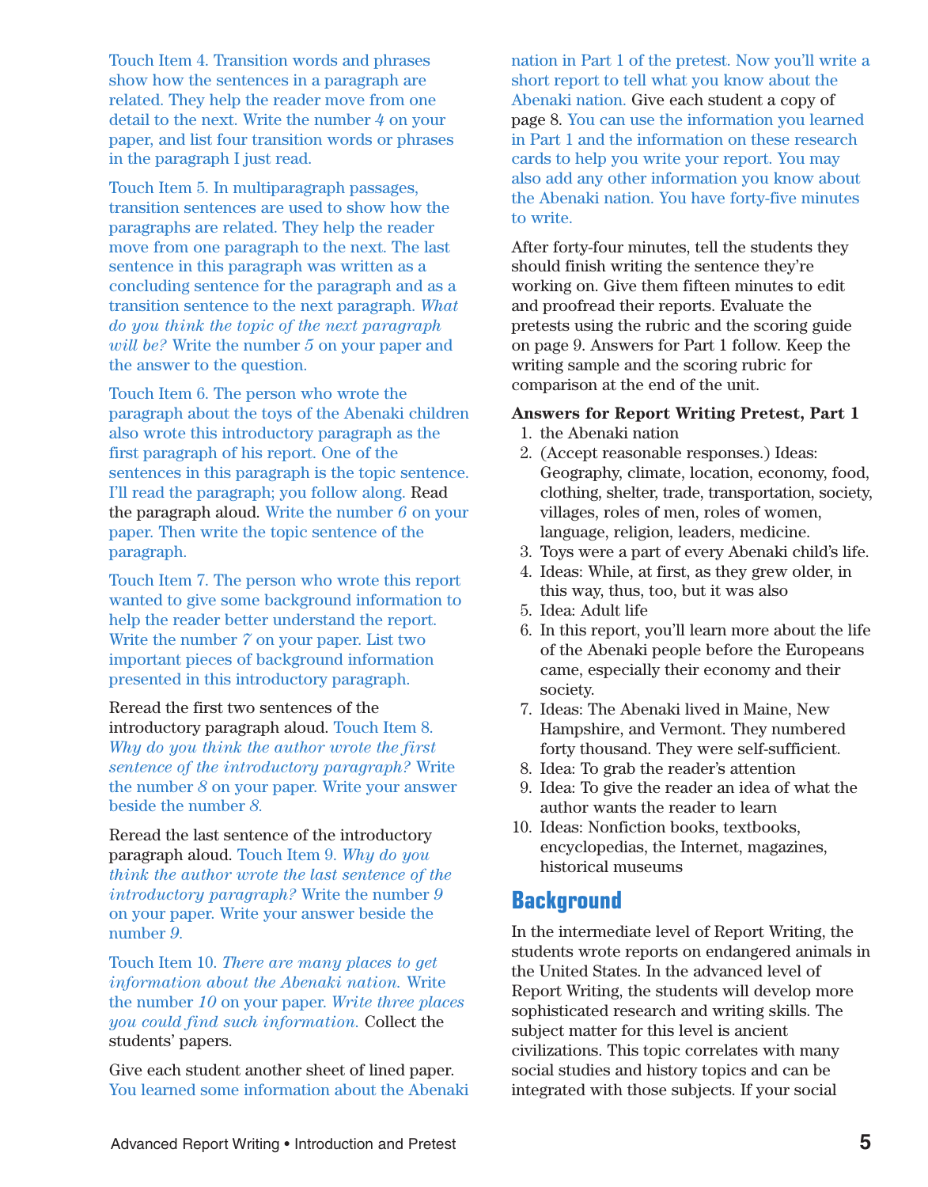Touch Item 4. Transition words and phrases show how the sentences in a paragraph are related. They help the reader move from one detail to the next. Write the number *4* on your paper, and list four transition words or phrases in the paragraph I just read.

Touch Item 5. In multiparagraph passages, transition sentences are used to show how the paragraphs are related. They help the reader move from one paragraph to the next. The last sentence in this paragraph was written as a concluding sentence for the paragraph and as a transition sentence to the next paragraph. *What do you think the topic of the next paragraph will be?* Write the number *5* on your paper and the answer to the question.

Touch Item 6. The person who wrote the paragraph about the toys of the Abenaki children also wrote this introductory paragraph as the first paragraph of his report. One of the sentences in this paragraph is the topic sentence. I'll read the paragraph; you follow along. Read the paragraph aloud. Write the number *6* on your paper. Then write the topic sentence of the paragraph.

Touch Item 7. The person who wrote this report wanted to give some background information to help the reader better understand the report. Write the number *7* on your paper. List two important pieces of background information presented in this introductory paragraph.

Reread the first two sentences of the introductory paragraph aloud. Touch Item 8. *Why do you think the author wrote the first sentence of the introductory paragraph?* Write the number *8* on your paper. Write your answer beside the number *8*.

Reread the last sentence of the introductory paragraph aloud. Touch Item 9. *Why do you think the author wrote the last sentence of the introductory paragraph?* Write the number *9* on your paper. Write your answer beside the number *9*.

Touch Item 10. *There are many places to get information about the Abenaki nation.* Write the number *10* on your paper. *Write three places you could find such information.* Collect the students' papers.

Give each student another sheet of lined paper. You learned some information about the Abenaki nation in Part 1 of the pretest. Now you'll write a short report to tell what you know about the Abenaki nation. Give each student a copy of page 8. You can use the information you learned in Part 1 and the information on these research cards to help you write your report. You may also add any other information you know about the Abenaki nation. You have forty-five minutes to write.

After forty-four minutes, tell the students they should finish writing the sentence they're working on. Give them fifteen minutes to edit and proofread their reports. Evaluate the pretests using the rubric and the scoring guide on page 9. Answers for Part 1 follow. Keep the writing sample and the scoring rubric for comparison at the end of the unit.

**Answers for Report Writing Pretest, Part 1**

1. the Abenaki nation
2. (Accept reasonable responses.) Ideas: Geography, climate, location, economy, food, clothing, shelter, trade, transportation, society, villages, roles of men, roles of women, language, religion, leaders, medicine.
3. Toys were a part of every Abenaki child's life.
4. Ideas: While, at first, as they grew older, in this way, thus, too, but it was also
5. Idea: Adult life
6. In this report, you'll learn more about the life of the Abenaki people before the Europeans came, especially their economy and their society.
7. Ideas: The Abenaki lived in Maine, New Hampshire, and Vermont. They numbered forty thousand. They were self-sufficient.
8. Idea: To grab the reader's attention
9. Idea: To give the reader an idea of what the author wants the reader to learn
10. Ideas: Nonfiction books, textbooks, encyclopedias, the Internet, magazines, historical museums

## Background

In the intermediate level of Report Writing, the students wrote reports on endangered animals in the United States. In the advanced level of Report Writing, the students will develop more sophisticated research and writing skills. The subject matter for this level is ancient civilizations. This topic correlates with many social studies and history topics and can be integrated with those subjects. If your social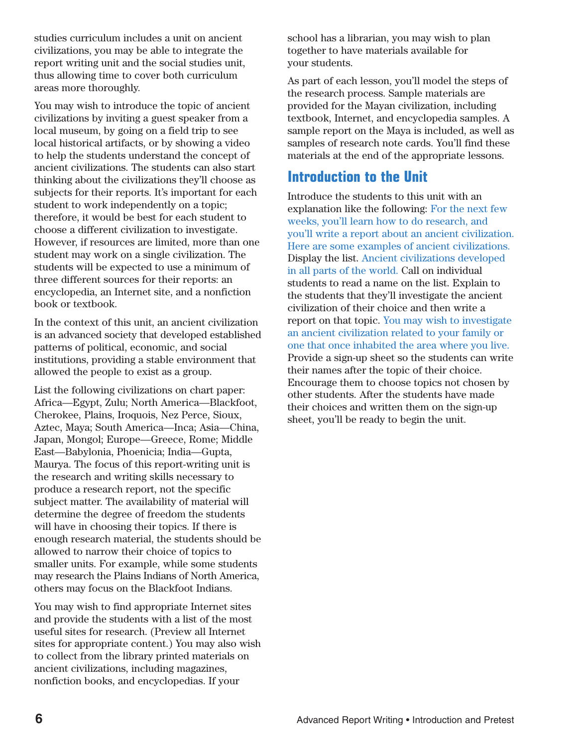studies curriculum includes a unit on ancient civilizations, you may be able to integrate the report writing unit and the social studies unit, thus allowing time to cover both curriculum areas more thoroughly.

You may wish to introduce the topic of ancient civilizations by inviting a guest speaker from a local museum, by going on a field trip to see local historical artifacts, or by showing a video to help the students understand the concept of ancient civilizations. The students can also start thinking about the civilizations they'll choose as subjects for their reports. It's important for each student to work independently on a topic; therefore, it would be best for each student to choose a different civilization to investigate. However, if resources are limited, more than one student may work on a single civilization. The students will be expected to use a minimum of three different sources for their reports: an encyclopedia, an Internet site, and a nonfiction book or textbook.

In the context of this unit, an ancient civilization is an advanced society that developed established patterns of political, economic, and social institutions, providing a stable environment that allowed the people to exist as a group.

List the following civilizations on chart paper: Africa—Egypt, Zulu; North America—Blackfoot, Cherokee, Plains, Iroquois, Nez Perce, Sioux, Aztec, Maya; South America—Inca; Asia—China, Japan, Mongol; Europe—Greece, Rome; Middle East—Babylonia, Phoenicia; India—Gupta, Maurya. The focus of this report-writing unit is the research and writing skills necessary to produce a research report, not the specific subject matter. The availability of material will determine the degree of freedom the students will have in choosing their topics. If there is enough research material, the students should be allowed to narrow their choice of topics to smaller units. For example, while some students may research the Plains Indians of North America, others may focus on the Blackfoot Indians.

You may wish to find appropriate Internet sites and provide the students with a list of the most useful sites for research. (Preview all Internet sites for appropriate content.) You may also wish to collect from the library printed materials on ancient civilizations, including magazines, nonfiction books, and encyclopedias. If your school has a librarian, you may wish to plan together to have materials available for your students.

As part of each lesson, you'll model the steps of the research process. Sample materials are provided for the Mayan civilization, including textbook, Internet, and encyclopedia samples. A sample report on the Maya is included, as well as samples of research note cards. You'll find these materials at the end of the appropriate lessons.

## Introduction to the Unit

Introduce the students to this unit with an explanation like the following: For the next few weeks, you'll learn how to do research, and you'll write a report about an ancient civilization. Here are some examples of ancient civilizations. Display the list. Ancient civilizations developed in all parts of the world. Call on individual students to read a name on the list. Explain to the students that they'll investigate the ancient civilization of their choice and then write a report on that topic. You may wish to investigate an ancient civilization related to your family or one that once inhabited the area where you live. Provide a sign-up sheet so the students can write their names after the topic of their choice. Encourage them to choose topics not chosen by other students. After the students have made their choices and written them on the sign-up sheet, you'll be ready to begin the unit.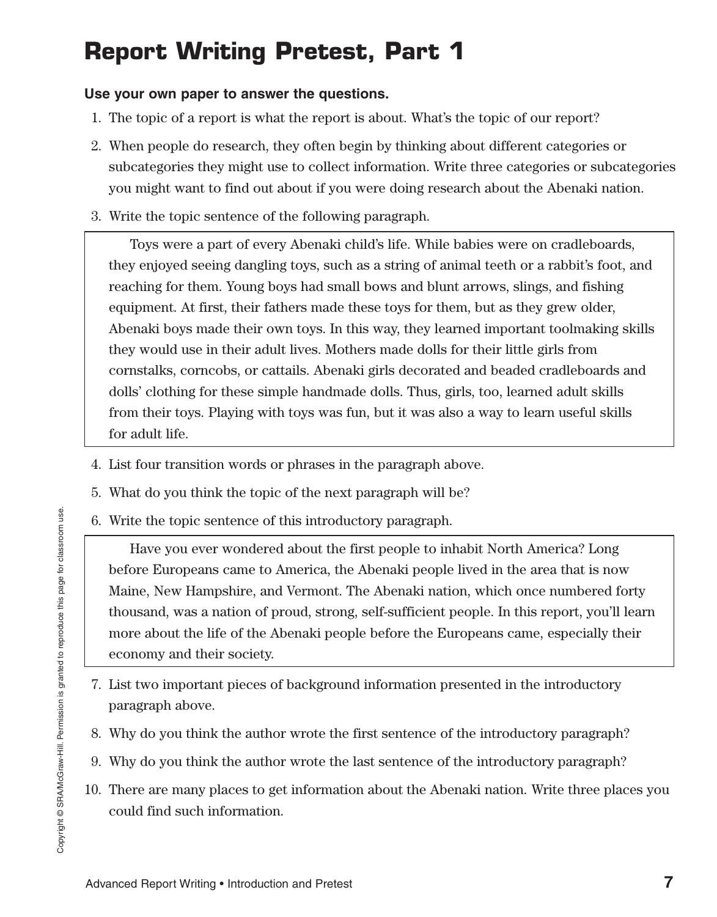# Report Writing Pretest, Part 1

**Use your own paper to answer the questions.**

1. The topic of a report is what the report is about. What's the topic of our report?
2. When people do research, they often begin by thinking about different categories or subcategories they might use to collect information. Write three categories or subcategories you might want to find out about if you were doing research about the Abenaki nation.
3. Write the topic sentence of the following paragraph.

> Toys were a part of every Abenaki child's life. While babies were on cradleboards, they enjoyed seeing dangling toys, such as a string of animal teeth or a rabbit's foot, and reaching for them. Young boys had small bows and blunt arrows, slings, and fishing equipment. At first, their fathers made these toys for them, but as they grew older, Abenaki boys made their own toys. In this way, they learned important toolmaking skills they would use in their adult lives. Mothers made dolls for their little girls from cornstalks, corncobs, or cattails. Abenaki girls decorated and beaded cradleboards and dolls' clothing for these simple handmade dolls. Thus, girls, too, learned adult skills from their toys. Playing with toys was fun, but it was also a way to learn useful skills for adult life.

4. List four transition words or phrases in the paragraph above.
5. What do you think the topic of the next paragraph will be?
6. Write the topic sentence of this introductory paragraph.

> Have you ever wondered about the first people to inhabit North America? Long before Europeans came to America, the Abenaki people lived in the area that is now Maine, New Hampshire, and Vermont. The Abenaki nation, which once numbered forty thousand, was a nation of proud, strong, self-sufficient people. In this report, you'll learn more about the life of the Abenaki people before the Europeans came, especially their economy and their society.

7. List two important pieces of background information presented in the introductory paragraph above.
8. Why do you think the author wrote the first sentence of the introductory paragraph?
9. Why do you think the author wrote the last sentence of the introductory paragraph?
10. There are many places to get information about the Abenaki nation. Write three places you could find such information.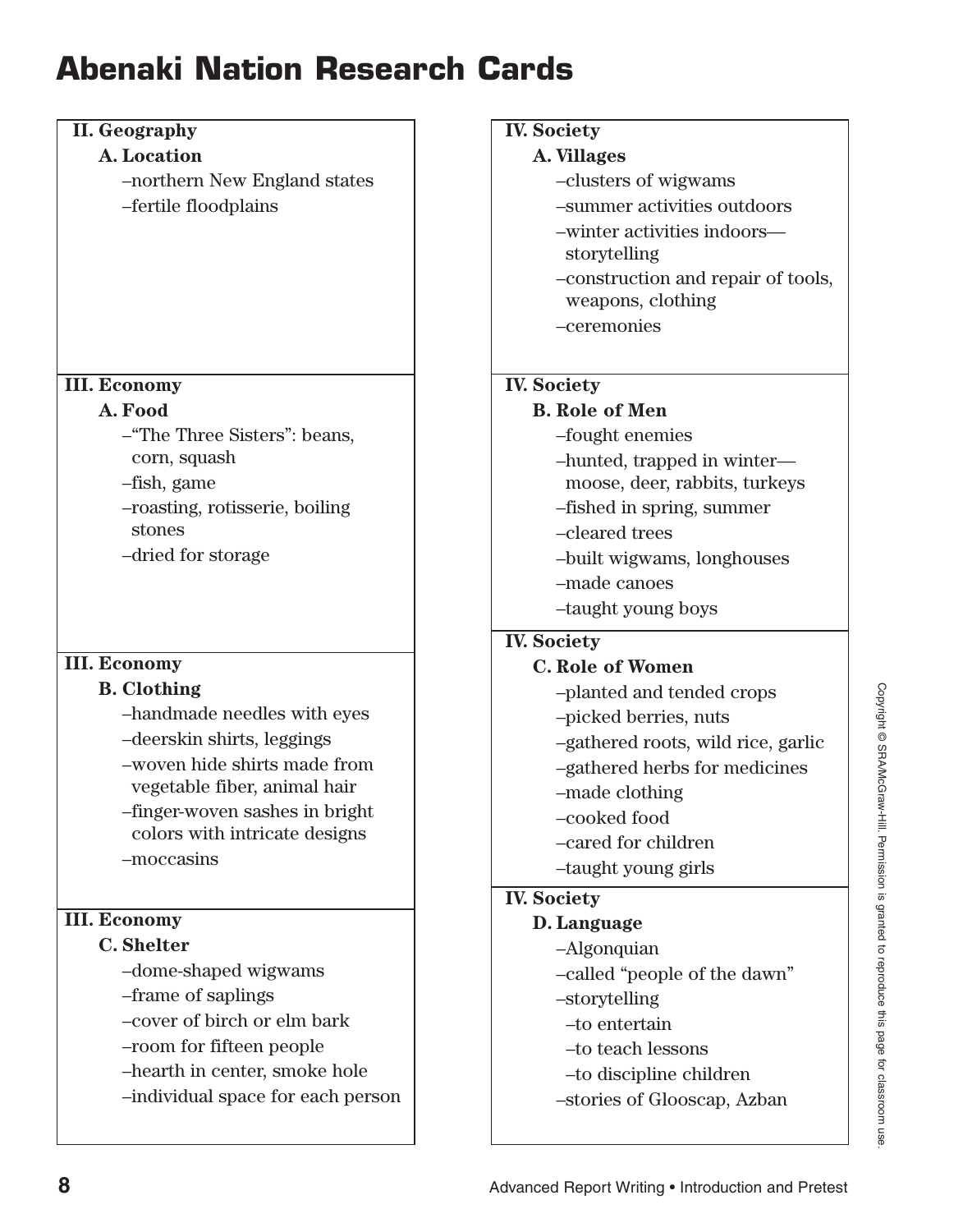# Abenaki Nation Research Cards

**II. Geography**

**A. Location**

- –northern New England states
- –fertile floodplains

**III. Economy**

**A. Food**

- –"The Three Sisters": beans, corn, squash
- –fish, game
- –roasting, rotisserie, boiling stones
- –dried for storage

**III. Economy**

**B. Clothing**

- –handmade needles with eyes
- –deerskin shirts, leggings
- –woven hide shirts made from vegetable fiber, animal hair
- –finger-woven sashes in bright colors with intricate designs
- –moccasins

**III. Economy**

**C. Shelter**

- –dome-shaped wigwams
- –frame of saplings
- –cover of birch or elm bark
- –room for fifteen people
- –hearth in center, smoke hole
- –individual space for each person

**IV. Society**

**A. Villages**

- –clusters of wigwams
- –summer activities outdoors
- –winter activities indoors—storytelling
- –construction and repair of tools, weapons, clothing
- –ceremonies

**IV. Society**

**B. Role of Men**

- –fought enemies
- –hunted, trapped in winter—moose, deer, rabbits, turkeys
- –fished in spring, summer
- –cleared trees
- –built wigwams, longhouses
- –made canoes
- –taught young boys

**IV. Society**

**C. Role of Women**

- –planted and tended crops
- –picked berries, nuts
- –gathered roots, wild rice, garlic
- –gathered herbs for medicines
- –made clothing
- –cooked food
- –cared for children
- –taught young girls

**IV. Society**

**D. Language**

- –Algonquian
- –called "people of the dawn"
- –storytelling
  - –to entertain
  - –to teach lessons
  - –to discipline children
- –stories of Glooscap, Azban

Copyright © SRA/McGraw-Hill. Permission is granted to reproduce this page for classroom use.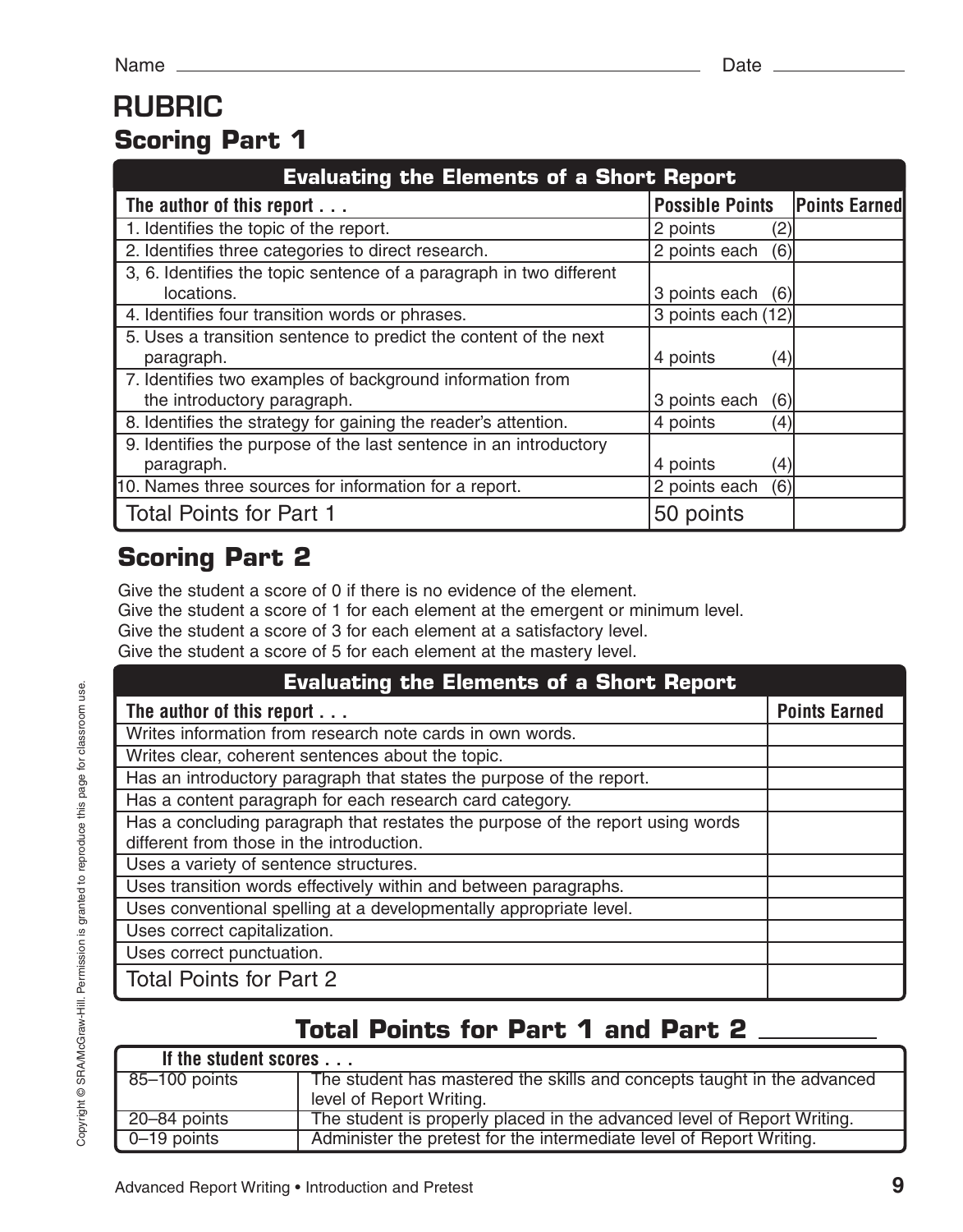Name ______________________________ Date ____________

# RUBRIC

## Scoring Part 1

| Evaluating the Elements of a Short Report | | |
|---|---|---|
| **The author of this report . . .** | **Possible Points** | **Points Earned** |
| 1. Identifies the topic of the report. | 2 points (2) | |
| 2. Identifies three categories to direct research. | 2 points each (6) | |
| 3, 6. Identifies the topic sentence of a paragraph in two different locations. | 3 points each (6) | |
| 4. Identifies four transition words or phrases. | 3 points each (12) | |
| 5. Uses a transition sentence to predict the content of the next paragraph. | 4 points (4) | |
| 7. Identifies two examples of background information from the introductory paragraph. | 3 points each (6) | |
| 8. Identifies the strategy for gaining the reader's attention. | 4 points (4) | |
| 9. Identifies the purpose of the last sentence in an introductory paragraph. | 4 points (4) | |
| 10. Names three sources for information for a report. | 2 points each (6) | |
| Total Points for Part 1 | 50 points | |

## Scoring Part 2

Give the student a score of 0 if there is no evidence of the element.
Give the student a score of 1 for each element at the emergent or minimum level.
Give the student a score of 3 for each element at a satisfactory level.
Give the student a score of 5 for each element at the mastery level.

| Evaluating the Elements of a Short Report | |
|---|---|
| **The author of this report . . .** | **Points Earned** |
| Writes information from research note cards in own words. | |
| Writes clear, coherent sentences about the topic. | |
| Has an introductory paragraph that states the purpose of the report. | |
| Has a content paragraph for each research card category. | |
| Has a concluding paragraph that restates the purpose of the report using words different from those in the introduction. | |
| Uses a variety of sentence structures. | |
| Uses transition words effectively within and between paragraphs. | |
| Uses conventional spelling at a developmentally appropriate level. | |
| Uses correct capitalization. | |
| Uses correct punctuation. | |
| Total Points for Part 2 | |

## Total Points for Part 1 and Part 2 __________

| If the student scores . . . | |
|---|---|
| 85–100 points | The student has mastered the skills and concepts taught in the advanced level of Report Writing. |
| 20–84 points | The student is properly placed in the advanced level of Report Writing. |
| 0–19 points | Administer the pretest for the intermediate level of Report Writing. |

Copyright © SRA/McGraw-Hill. Permission is granted to reproduce this page for classroom use.